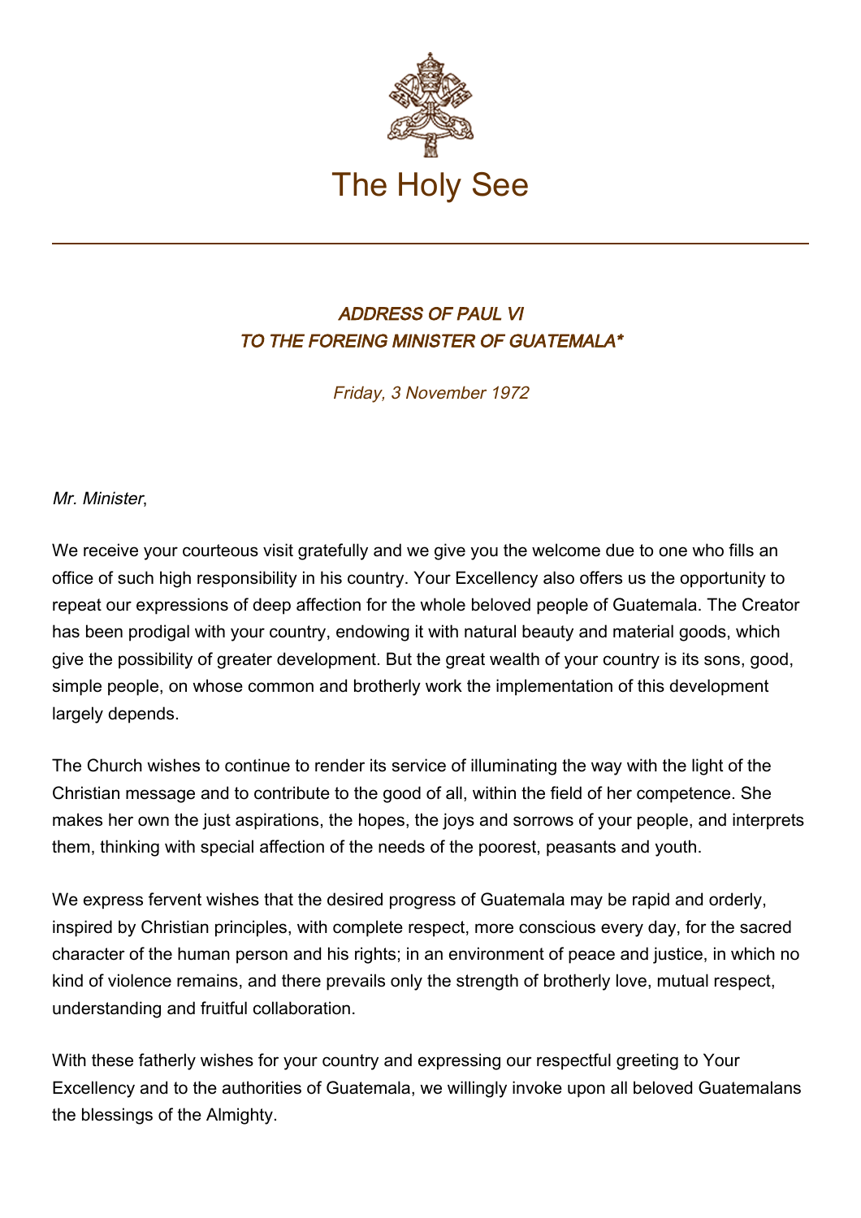# The Holy See

## *ADDRESS OF PAUL VI TO THE FOREING MINISTER OF GUATEMALA**

*Friday, 3 November 1972*

*Mr. Minister*,

We receive your courteous visit gratefully and we give you the welcome due to one who fills an office of such high responsibility in his country. Your Excellency also offers us the opportunity to repeat our expressions of deep affection for the whole beloved people of Guatemala. The Creator has been prodigal with your country, endowing it with natural beauty and material goods, which give the possibility of greater development. But the great wealth of your country is its sons, good, simple people, on whose common and brotherly work the implementation of this development largely depends.

The Church wishes to continue to render its service of illuminating the way with the light of the Christian message and to contribute to the good of all, within the field of her competence. She makes her own the just aspirations, the hopes, the joys and sorrows of your people, and interprets them, thinking with special affection of the needs of the poorest, peasants and youth.

We express fervent wishes that the desired progress of Guatemala may be rapid and orderly, inspired by Christian principles, with complete respect, more conscious every day, for the sacred character of the human person and his rights; in an environment of peace and justice, in which no kind of violence remains, and there prevails only the strength of brotherly love, mutual respect, understanding and fruitful collaboration.

With these fatherly wishes for your country and expressing our respectful greeting to Your Excellency and to the authorities of Guatemala, we willingly invoke upon all beloved Guatemalans the blessings of the Almighty.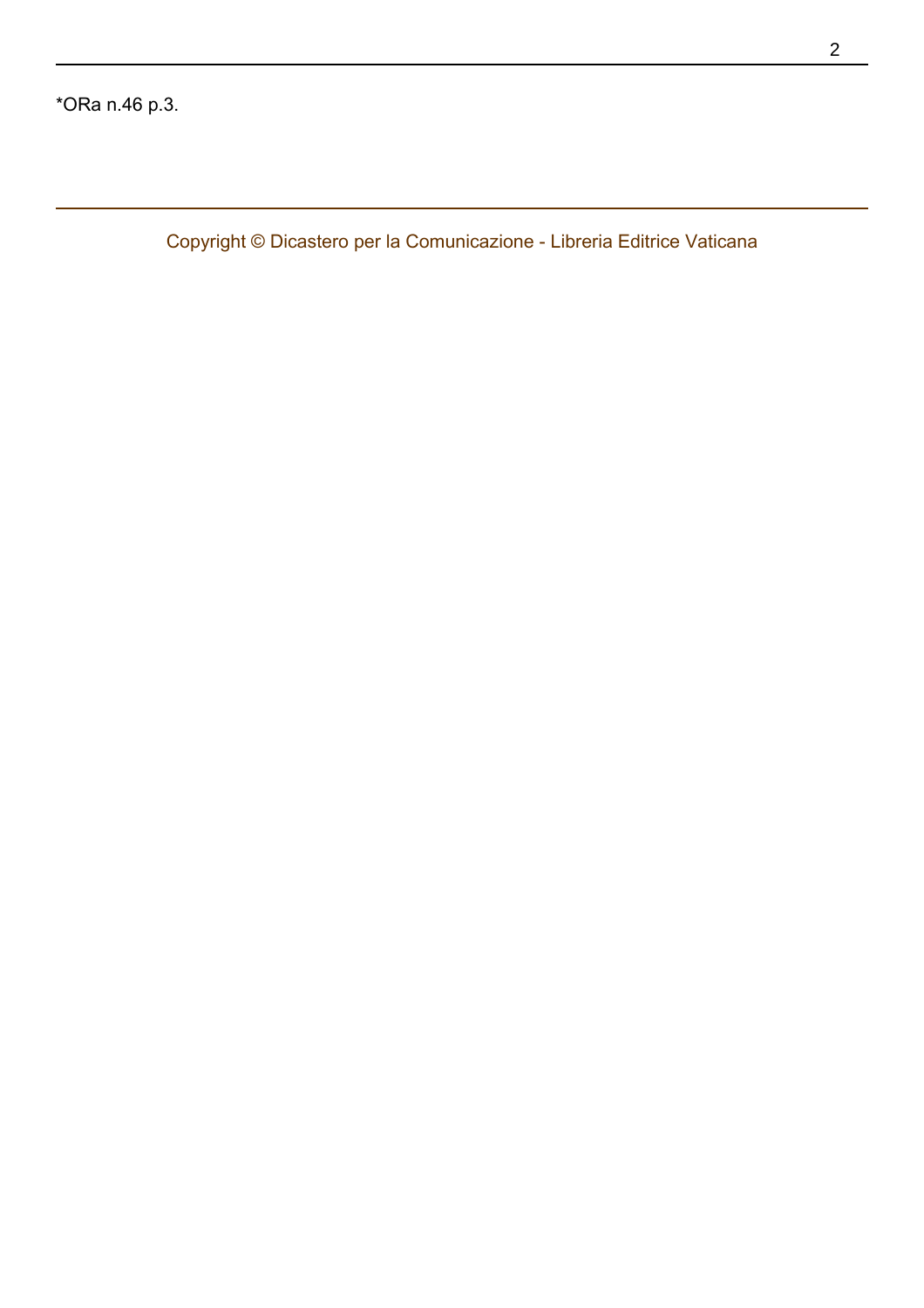*ORa n.46 p.3.

---

Copyright © Dicastero per la Comunicazione - Libreria Editrice Vaticana